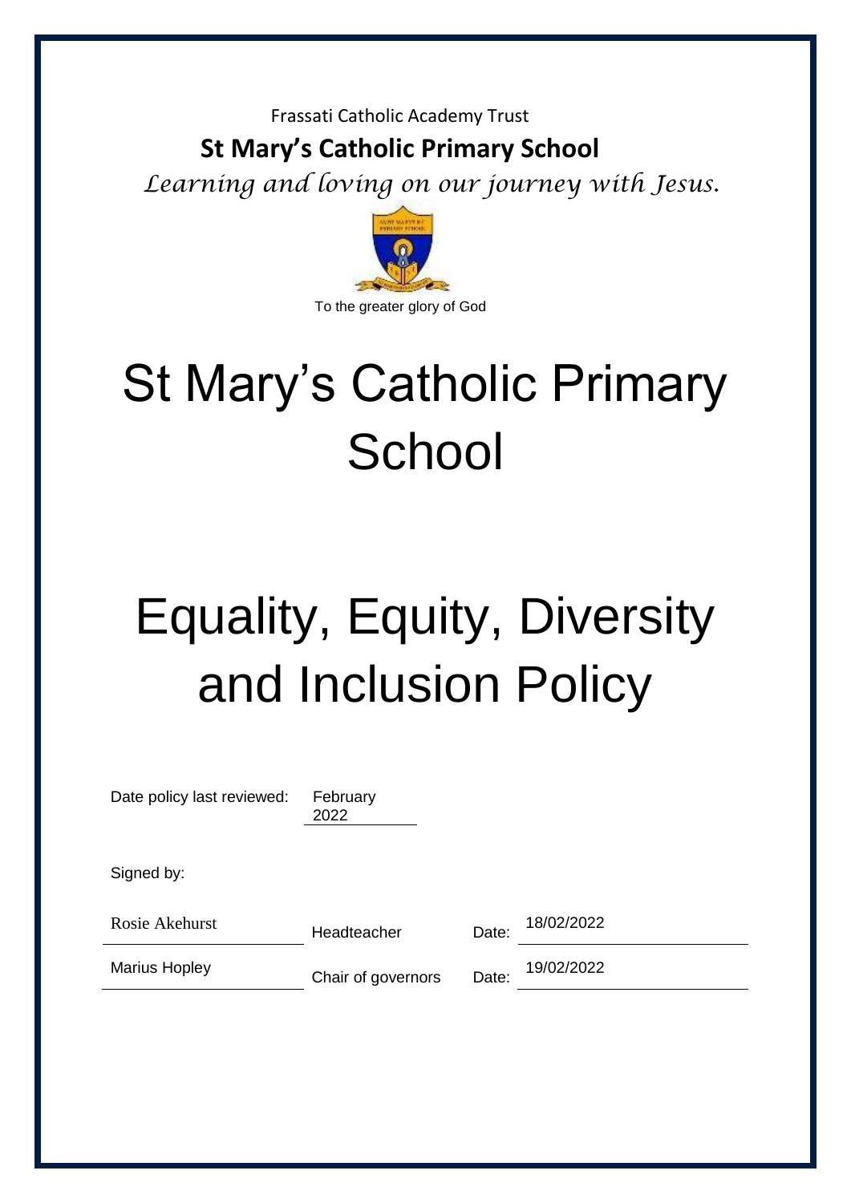Frassati Catholic Academy Trust

**St Mary's Catholic Primary School**

*Learning and loving on our journey with Jesus.*

To the greater glory of God

# St Mary's Catholic Primary School

# Equality, Equity, Diversity and Inclusion Policy

Date policy last reviewed: February 2022

Signed by:

| | | | |
|---|---|---|---|
| Rosie Akehurst | Headteacher | Date: | 18/02/2022 |
| Marius Hopley | Chair of governors | Date: | 19/02/2022 |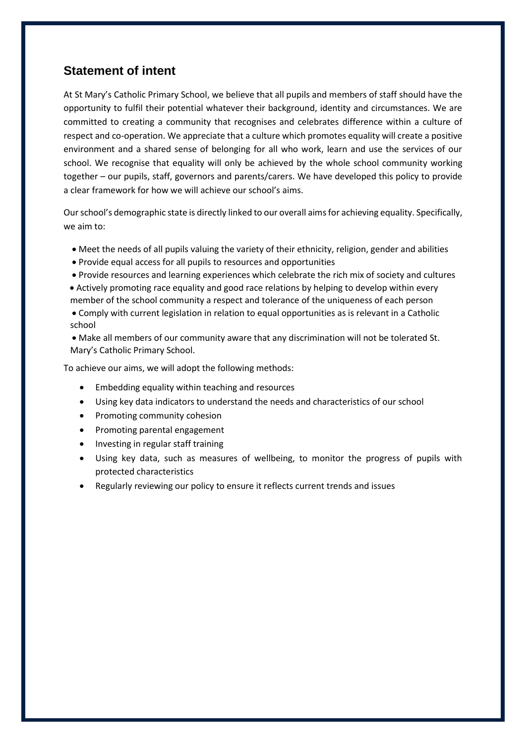## Statement of intent

At St Mary's Catholic Primary School, we believe that all pupils and members of staff should have the opportunity to fulfil their potential whatever their background, identity and circumstances. We are committed to creating a community that recognises and celebrates difference within a culture of respect and co-operation. We appreciate that a culture which promotes equality will create a positive environment and a shared sense of belonging for all who work, learn and use the services of our school. We recognise that equality will only be achieved by the whole school community working together – our pupils, staff, governors and parents/carers. We have developed this policy to provide a clear framework for how we will achieve our school's aims.

Our school's demographic state is directly linked to our overall aims for achieving equality. Specifically, we aim to:

- Meet the needs of all pupils valuing the variety of their ethnicity, religion, gender and abilities
- Provide equal access for all pupils to resources and opportunities
- Provide resources and learning experiences which celebrate the rich mix of society and cultures
- Actively promoting race equality and good race relations by helping to develop within every member of the school community a respect and tolerance of the uniqueness of each person
- Comply with current legislation in relation to equal opportunities as is relevant in a Catholic school
- Make all members of our community aware that any discrimination will not be tolerated St. Mary's Catholic Primary School.

To achieve our aims, we will adopt the following methods:

- Embedding equality within teaching and resources
- Using key data indicators to understand the needs and characteristics of our school
- Promoting community cohesion
- Promoting parental engagement
- Investing in regular staff training
- Using key data, such as measures of wellbeing, to monitor the progress of pupils with protected characteristics
- Regularly reviewing our policy to ensure it reflects current trends and issues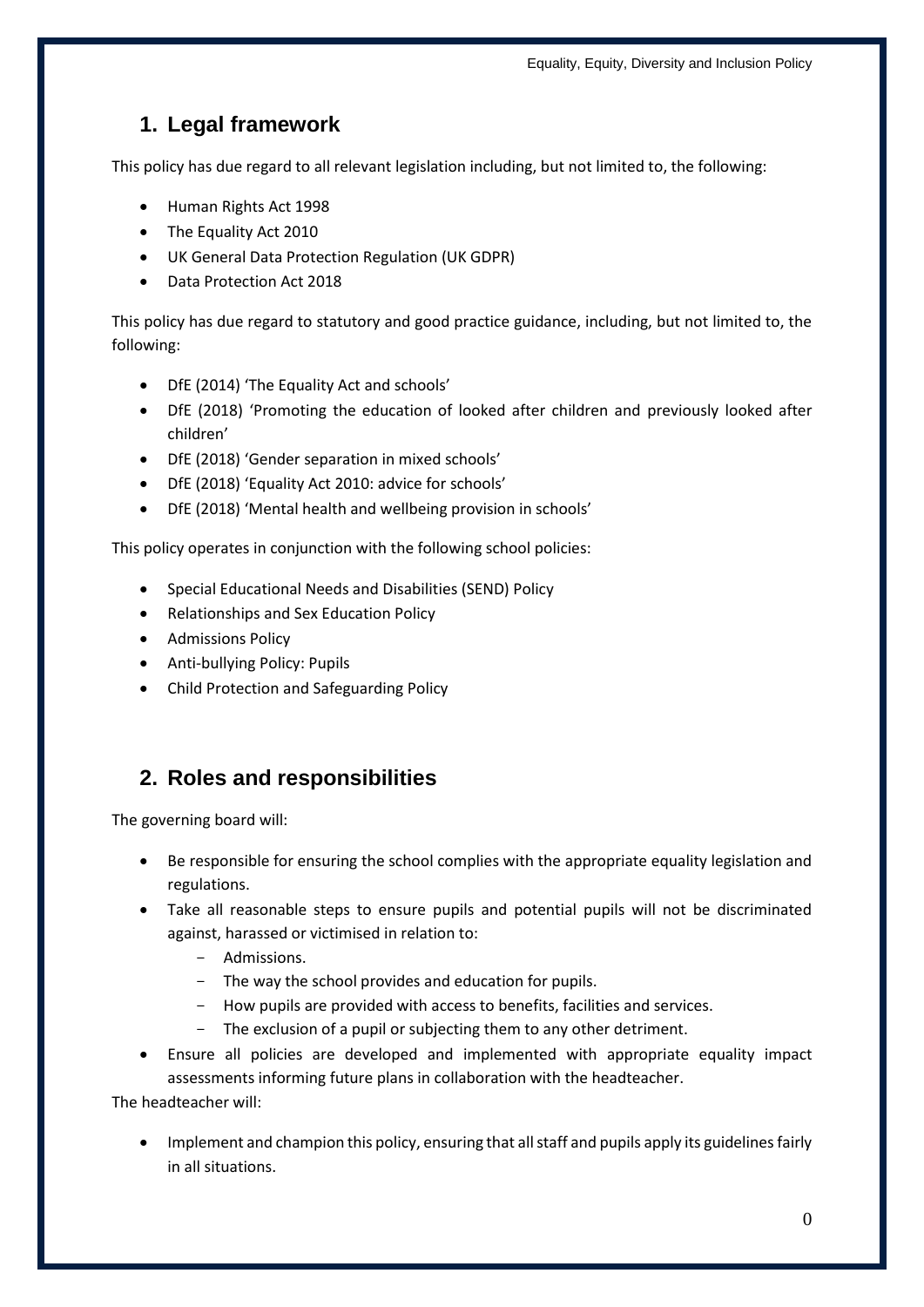## 1. Legal framework

This policy has due regard to all relevant legislation including, but not limited to, the following:

- Human Rights Act 1998
- The Equality Act 2010
- UK General Data Protection Regulation (UK GDPR)
- Data Protection Act 2018

This policy has due regard to statutory and good practice guidance, including, but not limited to, the following:

- DfE (2014) 'The Equality Act and schools'
- DfE (2018) 'Promoting the education of looked after children and previously looked after children'
- DfE (2018) 'Gender separation in mixed schools'
- DfE (2018) 'Equality Act 2010: advice for schools'
- DfE (2018) 'Mental health and wellbeing provision in schools'

This policy operates in conjunction with the following school policies:

- Special Educational Needs and Disabilities (SEND) Policy
- Relationships and Sex Education Policy
- Admissions Policy
- Anti-bullying Policy: Pupils
- Child Protection and Safeguarding Policy

## 2. Roles and responsibilities

The governing board will:

- Be responsible for ensuring the school complies with the appropriate equality legislation and regulations.
- Take all reasonable steps to ensure pupils and potential pupils will not be discriminated against, harassed or victimised in relation to:
  - Admissions.
  - The way the school provides and education for pupils.
  - How pupils are provided with access to benefits, facilities and services.
  - The exclusion of a pupil or subjecting them to any other detriment.
- Ensure all policies are developed and implemented with appropriate equality impact assessments informing future plans in collaboration with the headteacher.

The headteacher will:

- Implement and champion this policy, ensuring that all staff and pupils apply its guidelines fairly in all situations.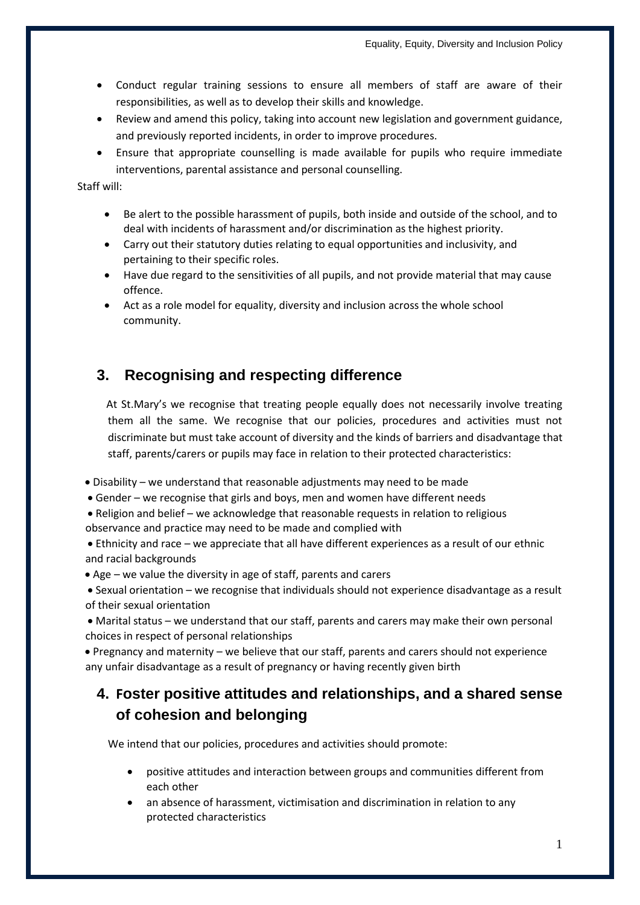- Conduct regular training sessions to ensure all members of staff are aware of their responsibilities, as well as to develop their skills and knowledge.
- Review and amend this policy, taking into account new legislation and government guidance, and previously reported incidents, in order to improve procedures.
- Ensure that appropriate counselling is made available for pupils who require immediate interventions, parental assistance and personal counselling.

Staff will:

- Be alert to the possible harassment of pupils, both inside and outside of the school, and to deal with incidents of harassment and/or discrimination as the highest priority.
- Carry out their statutory duties relating to equal opportunities and inclusivity, and pertaining to their specific roles.
- Have due regard to the sensitivities of all pupils, and not provide material that may cause offence.
- Act as a role model for equality, diversity and inclusion across the whole school community.

## 3. Recognising and respecting difference

At St.Mary's we recognise that treating people equally does not necessarily involve treating them all the same. We recognise that our policies, procedures and activities must not discriminate but must take account of diversity and the kinds of barriers and disadvantage that staff, parents/carers or pupils may face in relation to their protected characteristics:

- Disability – we understand that reasonable adjustments may need to be made
- Gender – we recognise that girls and boys, men and women have different needs
- Religion and belief – we acknowledge that reasonable requests in relation to religious observance and practice may need to be made and complied with
- Ethnicity and race – we appreciate that all have different experiences as a result of our ethnic and racial backgrounds
- Age – we value the diversity in age of staff, parents and carers
- Sexual orientation – we recognise that individuals should not experience disadvantage as a result of their sexual orientation
- Marital status – we understand that our staff, parents and carers may make their own personal choices in respect of personal relationships
- Pregnancy and maternity – we believe that our staff, parents and carers should not experience any unfair disadvantage as a result of pregnancy or having recently given birth

## 4. Foster positive attitudes and relationships, and a shared sense of cohesion and belonging

We intend that our policies, procedures and activities should promote:

- positive attitudes and interaction between groups and communities different from each other
- an absence of harassment, victimisation and discrimination in relation to any protected characteristics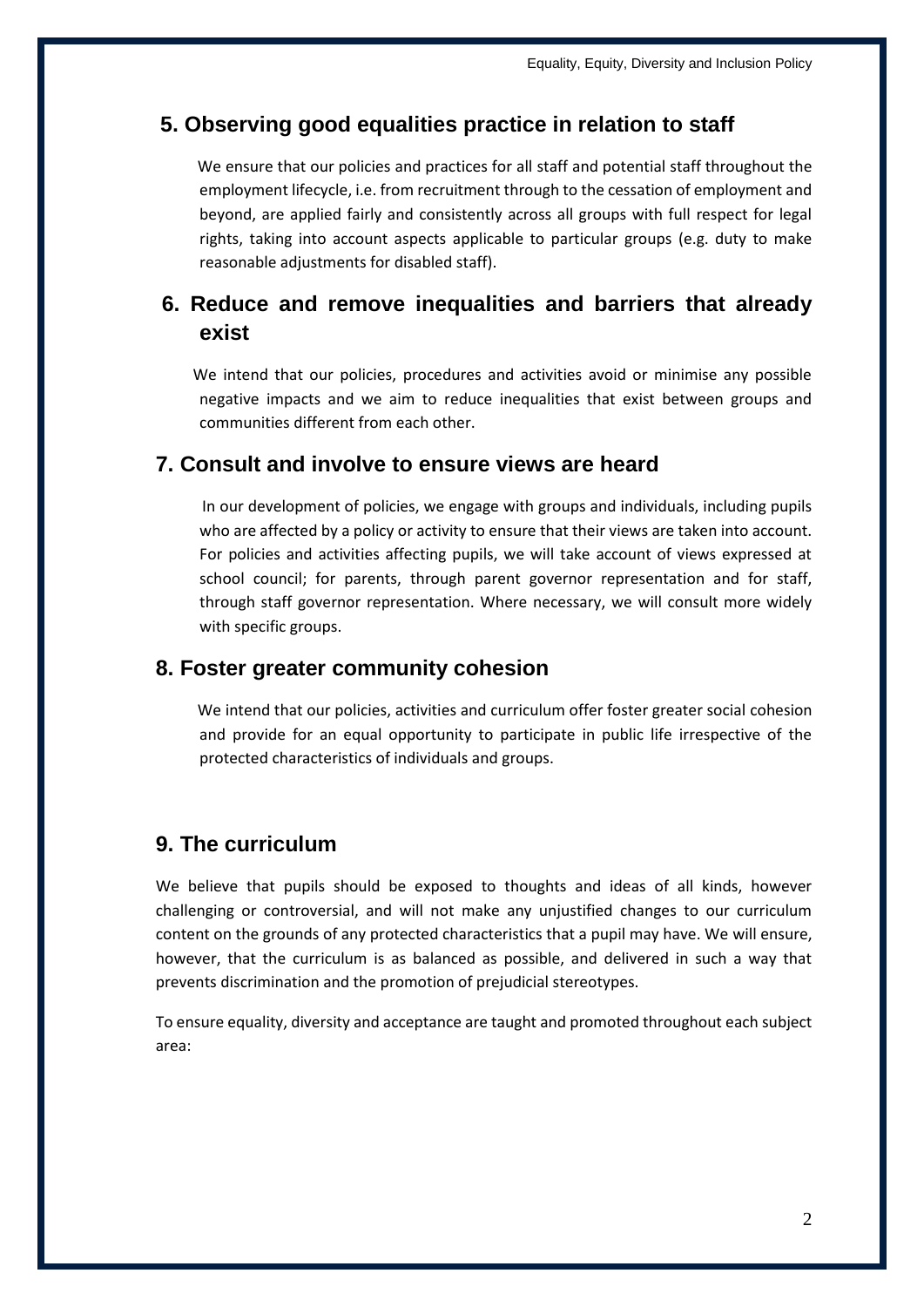## 5. Observing good equalities practice in relation to staff

We ensure that our policies and practices for all staff and potential staff throughout the employment lifecycle, i.e. from recruitment through to the cessation of employment and beyond, are applied fairly and consistently across all groups with full respect for legal rights, taking into account aspects applicable to particular groups (e.g. duty to make reasonable adjustments for disabled staff).

## 6. Reduce and remove inequalities and barriers that already exist

We intend that our policies, procedures and activities avoid or minimise any possible negative impacts and we aim to reduce inequalities that exist between groups and communities different from each other.

## 7. Consult and involve to ensure views are heard

In our development of policies, we engage with groups and individuals, including pupils who are affected by a policy or activity to ensure that their views are taken into account. For policies and activities affecting pupils, we will take account of views expressed at school council; for parents, through parent governor representation and for staff, through staff governor representation. Where necessary, we will consult more widely with specific groups.

## 8. Foster greater community cohesion

We intend that our policies, activities and curriculum offer foster greater social cohesion and provide for an equal opportunity to participate in public life irrespective of the protected characteristics of individuals and groups.

## 9. The curriculum

We believe that pupils should be exposed to thoughts and ideas of all kinds, however challenging or controversial, and will not make any unjustified changes to our curriculum content on the grounds of any protected characteristics that a pupil may have. We will ensure, however, that the curriculum is as balanced as possible, and delivered in such a way that prevents discrimination and the promotion of prejudicial stereotypes.

To ensure equality, diversity and acceptance are taught and promoted throughout each subject area: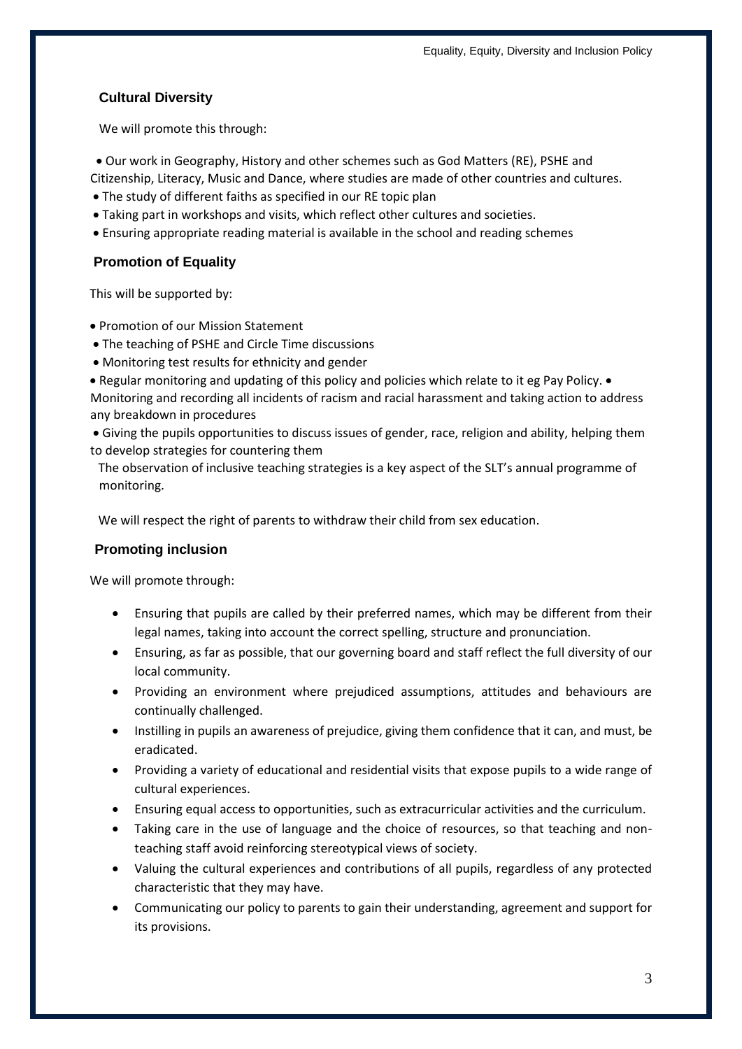## Cultural Diversity

We will promote this through:

- Our work in Geography, History and other schemes such as God Matters (RE), PSHE and Citizenship, Literacy, Music and Dance, where studies are made of other countries and cultures.
- The study of different faiths as specified in our RE topic plan
- Taking part in workshops and visits, which reflect other cultures and societies.
- Ensuring appropriate reading material is available in the school and reading schemes

## Promotion of Equality

This will be supported by:

- Promotion of our Mission Statement
- The teaching of PSHE and Circle Time discussions
- Monitoring test results for ethnicity and gender
- Regular monitoring and updating of this policy and policies which relate to it eg Pay Policy.
- Monitoring and recording all incidents of racism and racial harassment and taking action to address any breakdown in procedures
- Giving the pupils opportunities to discuss issues of gender, race, religion and ability, helping them to develop strategies for countering them

The observation of inclusive teaching strategies is a key aspect of the SLT's annual programme of monitoring.

We will respect the right of parents to withdraw their child from sex education.

## Promoting inclusion

We will promote through:

- Ensuring that pupils are called by their preferred names, which may be different from their legal names, taking into account the correct spelling, structure and pronunciation.
- Ensuring, as far as possible, that our governing board and staff reflect the full diversity of our local community.
- Providing an environment where prejudiced assumptions, attitudes and behaviours are continually challenged.
- Instilling in pupils an awareness of prejudice, giving them confidence that it can, and must, be eradicated.
- Providing a variety of educational and residential visits that expose pupils to a wide range of cultural experiences.
- Ensuring equal access to opportunities, such as extracurricular activities and the curriculum.
- Taking care in the use of language and the choice of resources, so that teaching and non-teaching staff avoid reinforcing stereotypical views of society.
- Valuing the cultural experiences and contributions of all pupils, regardless of any protected characteristic that they may have.
- Communicating our policy to parents to gain their understanding, agreement and support for its provisions.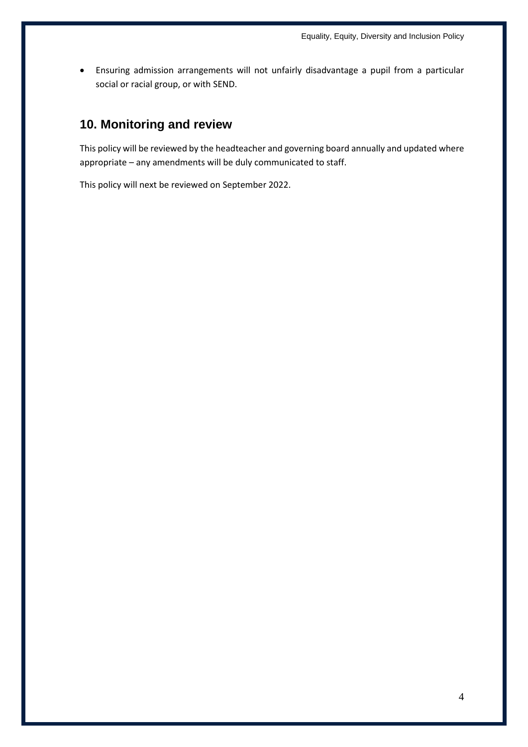- Ensuring admission arrangements will not unfairly disadvantage a pupil from a particular social or racial group, or with SEND.

## 10. Monitoring and review

This policy will be reviewed by the headteacher and governing board annually and updated where appropriate – any amendments will be duly communicated to staff.

This policy will next be reviewed on September 2022.